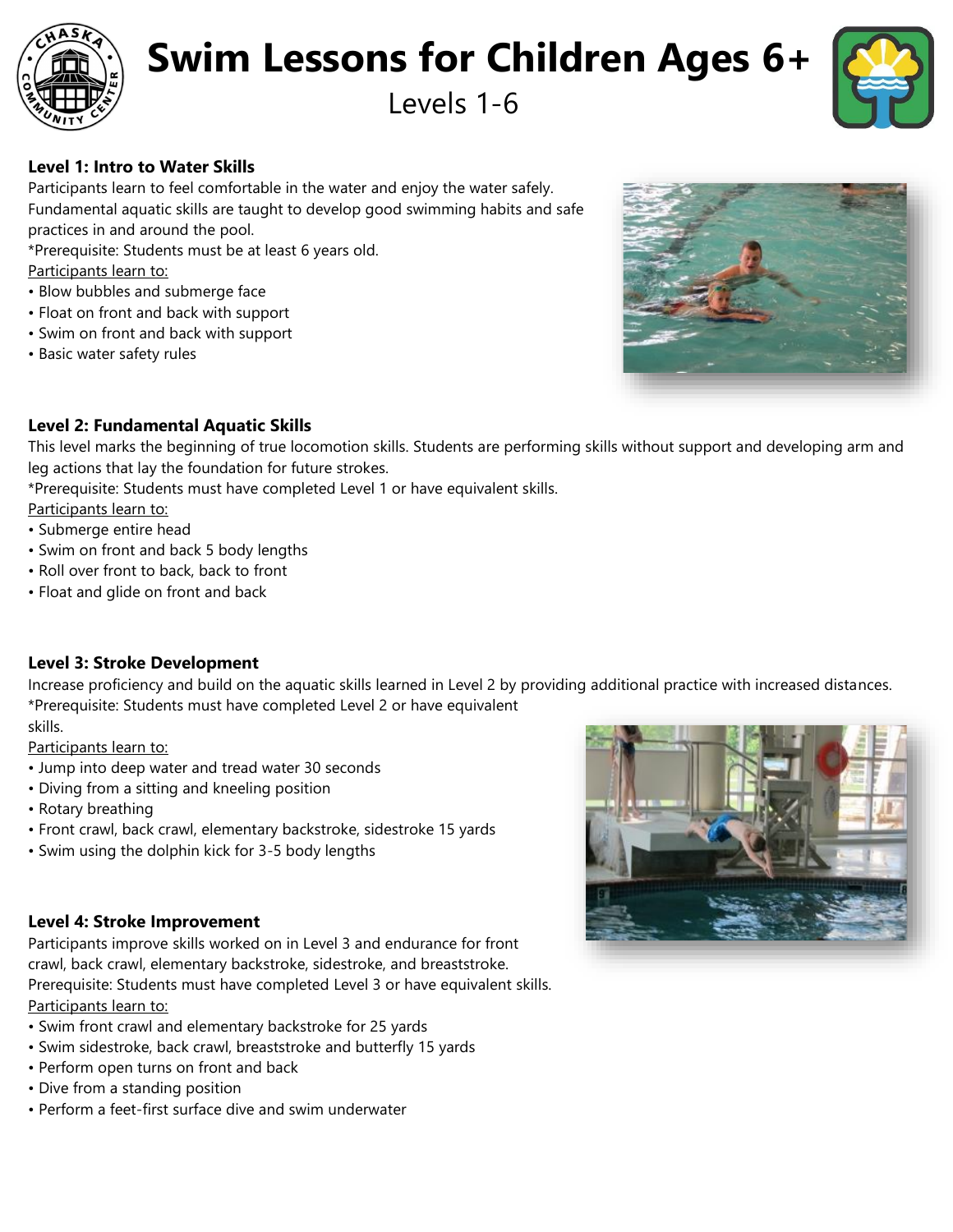# Swim Lessons for Children Ages 6+

Levels 1-6

### Level 1: Intro to Water Skills

Participants learn to feel comfortable in the water and enjoy the water safely. Fundamental aquatic skills are taught to develop good swimming habits and safe practices in and around the pool.

*Prerequisite: Students must be at least 6 years old.

Participants learn to:

- Blow bubbles and submerge face
- Float on front and back with support
- Swim on front and back with support
- Basic water safety rules

### Level 2: Fundamental Aquatic Skills

This level marks the beginning of true locomotion skills. Students are performing skills without support and developing arm and leg actions that lay the foundation for future strokes.

*Prerequisite: Students must have completed Level 1 or have equivalent skills.

Participants learn to:

- Submerge entire head
- Swim on front and back 5 body lengths
- Roll over front to back, back to front
- Float and glide on front and back

### Level 3: Stroke Development

Increase proficiency and build on the aquatic skills learned in Level 2 by providing additional practice with increased distances.

*Prerequisite: Students must have completed Level 2 or have equivalent skills.

Participants learn to:

- Jump into deep water and tread water 30 seconds
- Diving from a sitting and kneeling position
- Rotary breathing
- Front crawl, back crawl, elementary backstroke, sidestroke 15 yards
- Swim using the dolphin kick for 3-5 body lengths

### Level 4: Stroke Improvement

Participants improve skills worked on in Level 3 and endurance for front crawl, back crawl, elementary backstroke, sidestroke, and breaststroke.

Prerequisite: Students must have completed Level 3 or have equivalent skills.

Participants learn to:

- Swim front crawl and elementary backstroke for 25 yards
- Swim sidestroke, back crawl, breaststroke and butterfly 15 yards
- Perform open turns on front and back
- Dive from a standing position
- Perform a feet-first surface dive and swim underwater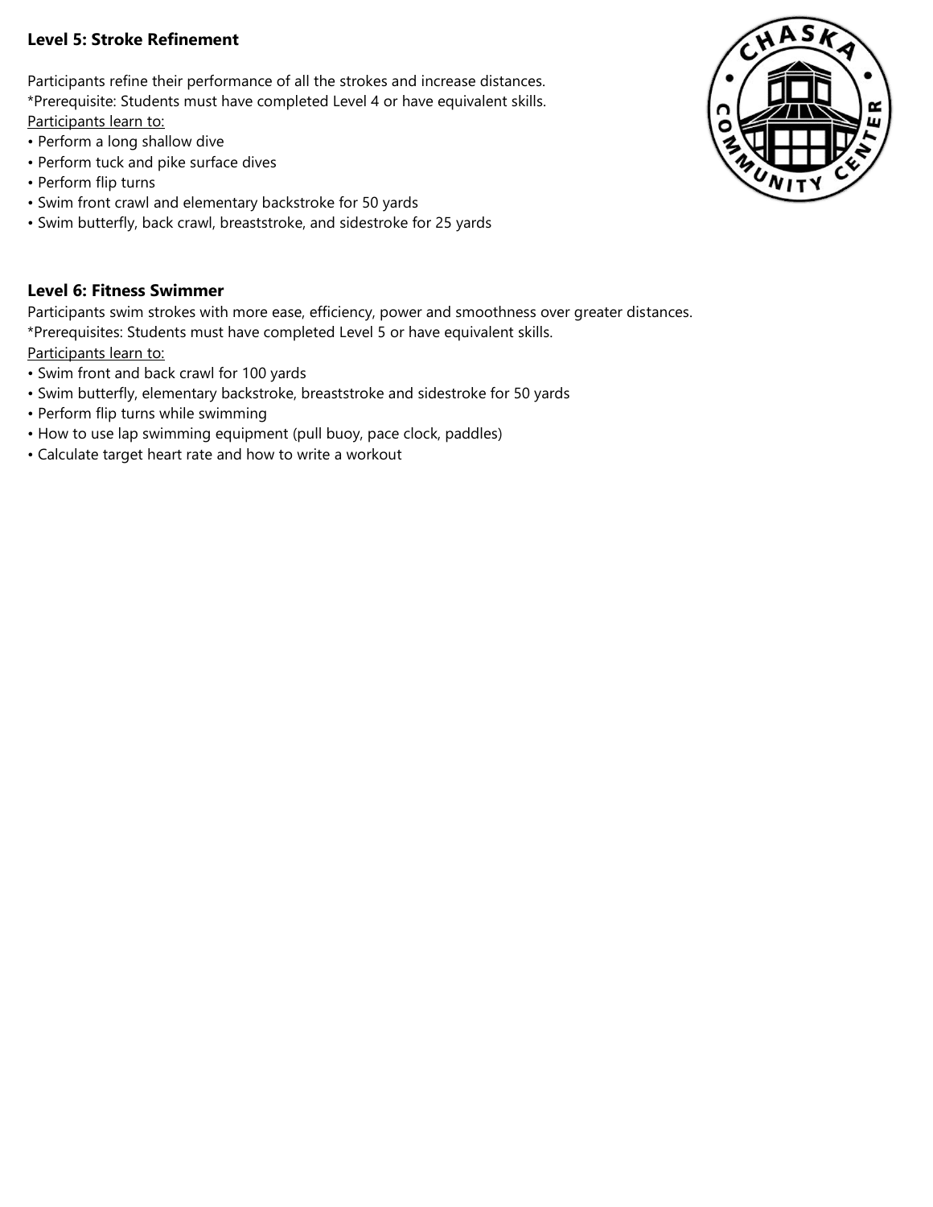### Level 5: Stroke Refinement

Participants refine their performance of all the strokes and increase distances.
*Prerequisite: Students must have completed Level 4 or have equivalent skills.
Participants learn to:

- Perform a long shallow dive
- Perform tuck and pike surface dives
- Perform flip turns
- Swim front crawl and elementary backstroke for 50 yards
- Swim butterfly, back crawl, breaststroke, and sidestroke for 25 yards

### Level 6: Fitness Swimmer

Participants swim strokes with more ease, efficiency, power and smoothness over greater distances.
*Prerequisites: Students must have completed Level 5 or have equivalent skills.
Participants learn to:

- Swim front and back crawl for 100 yards
- Swim butterfly, elementary backstroke, breaststroke and sidestroke for 50 yards
- Perform flip turns while swimming
- How to use lap swimming equipment (pull buoy, pace clock, paddles)
- Calculate target heart rate and how to write a workout